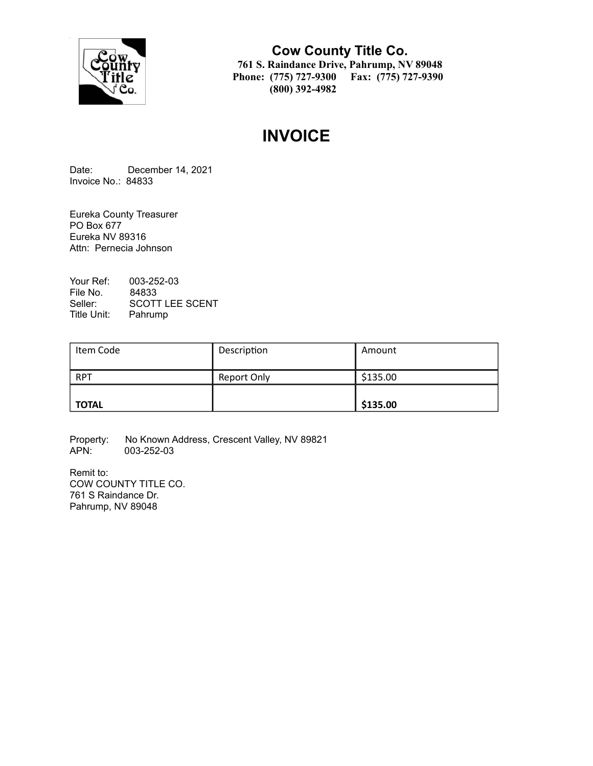**Cow County Title Co.**
**761 S. Raindance Drive, Pahrump, NV 89048**
**Phone: (775) 727-9300 Fax: (775) 727-9390**
**(800) 392-4982**

# INVOICE

Date: December 14, 2021
Invoice No.: 84833

Eureka County Treasurer
PO Box 677
Eureka NV 89316
Attn: Pernecia Johnson

Your Ref: 003-252-03
File No. 84833
Seller: SCOTT LEE SCENT
Title Unit: Pahrump

| Item Code | Description | Amount |
|---|---|---|
| RPT | Report Only | $135.00 |
| **TOTAL** | | **$135.00** |

Property: No Known Address, Crescent Valley, NV 89821
APN: 003-252-03

Remit to:
COW COUNTY TITLE CO.
761 S Raindance Dr.
Pahrump, NV 89048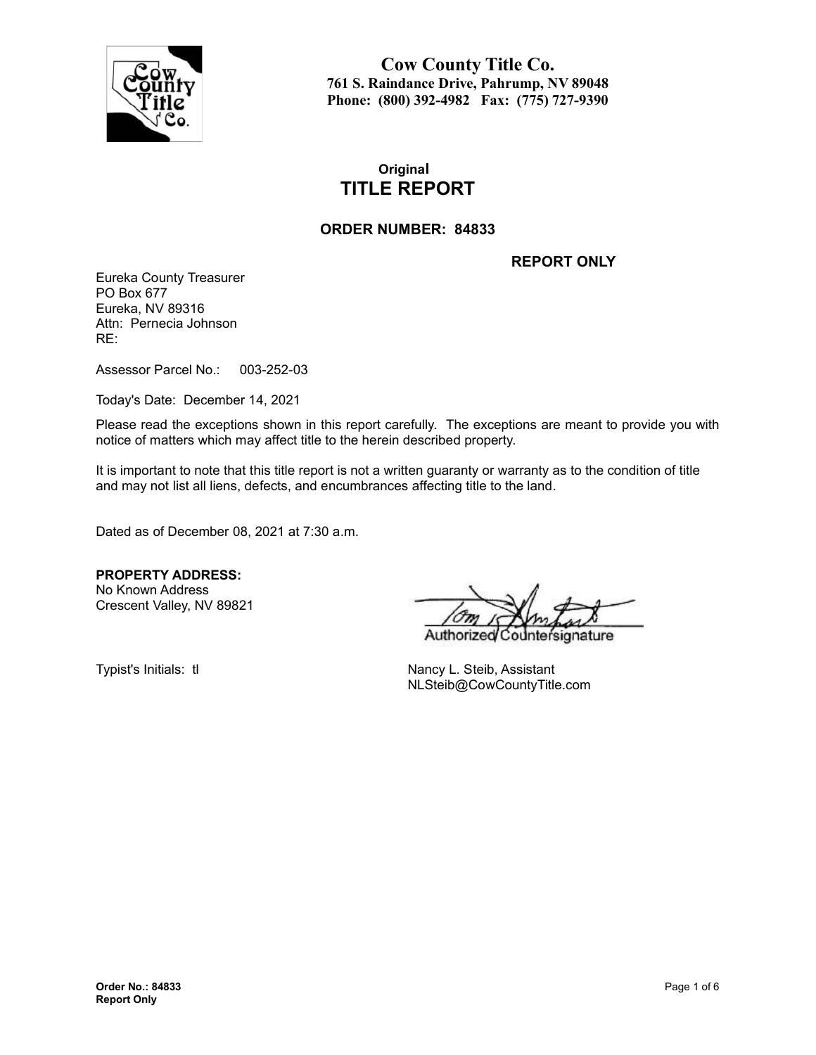# Cow County Title Co.

**761 S. Raindance Drive, Pahrump, NV 89048**
**Phone: (800) 392-4982 Fax: (775) 727-9390**

**Original**

## TITLE REPORT

### ORDER NUMBER: 84833

**REPORT ONLY**

Eureka County Treasurer
PO Box 677
Eureka, NV 89316
Attn: Pernecia Johnson
RE:

Assessor Parcel No.: 003-252-03

Today's Date: December 14, 2021

Please read the exceptions shown in this report carefully. The exceptions are meant to provide you with notice of matters which may affect title to the herein described property.

It is important to note that this title report is not a written guaranty or warranty as to the condition of title and may not list all liens, defects, and encumbrances affecting title to the land.

Dated as of December 08, 2021 at 7:30 a.m.

**PROPERTY ADDRESS:**
No Known Address
Crescent Valley, NV 89821

Authorized Countersignature

Typist's Initials: tl

Nancy L. Steib, Assistant
NLSteib@CowCountyTitle.com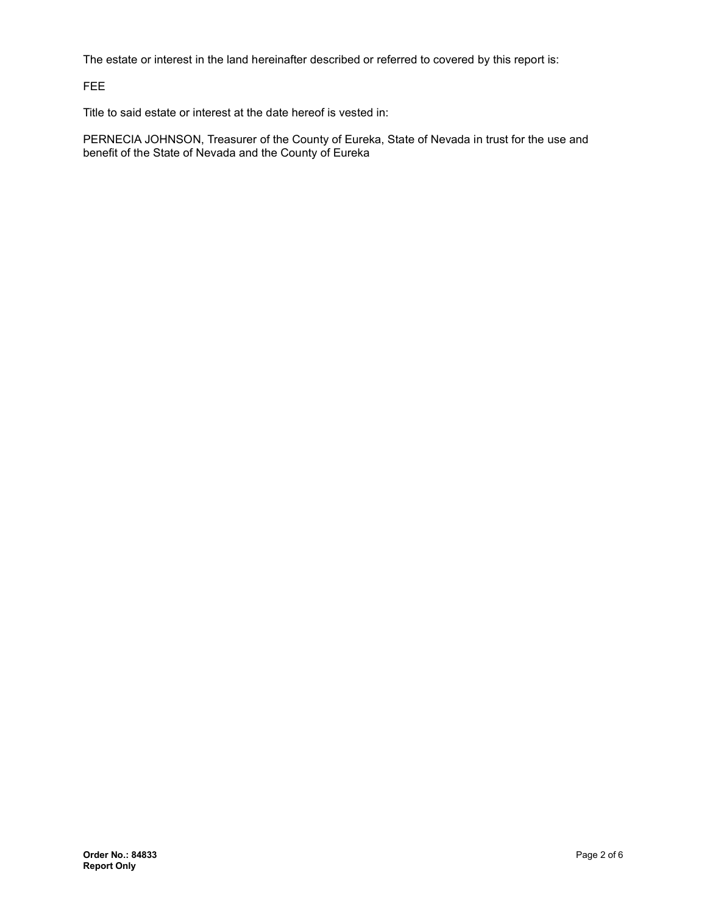The estate or interest in the land hereinafter described or referred to covered by this report is:

FEE

Title to said estate or interest at the date hereof is vested in:

PERNECIA JOHNSON, Treasurer of the County of Eureka, State of Nevada in trust for the use and benefit of the State of Nevada and the County of Eureka

**Order No.: 84833**
**Report Only**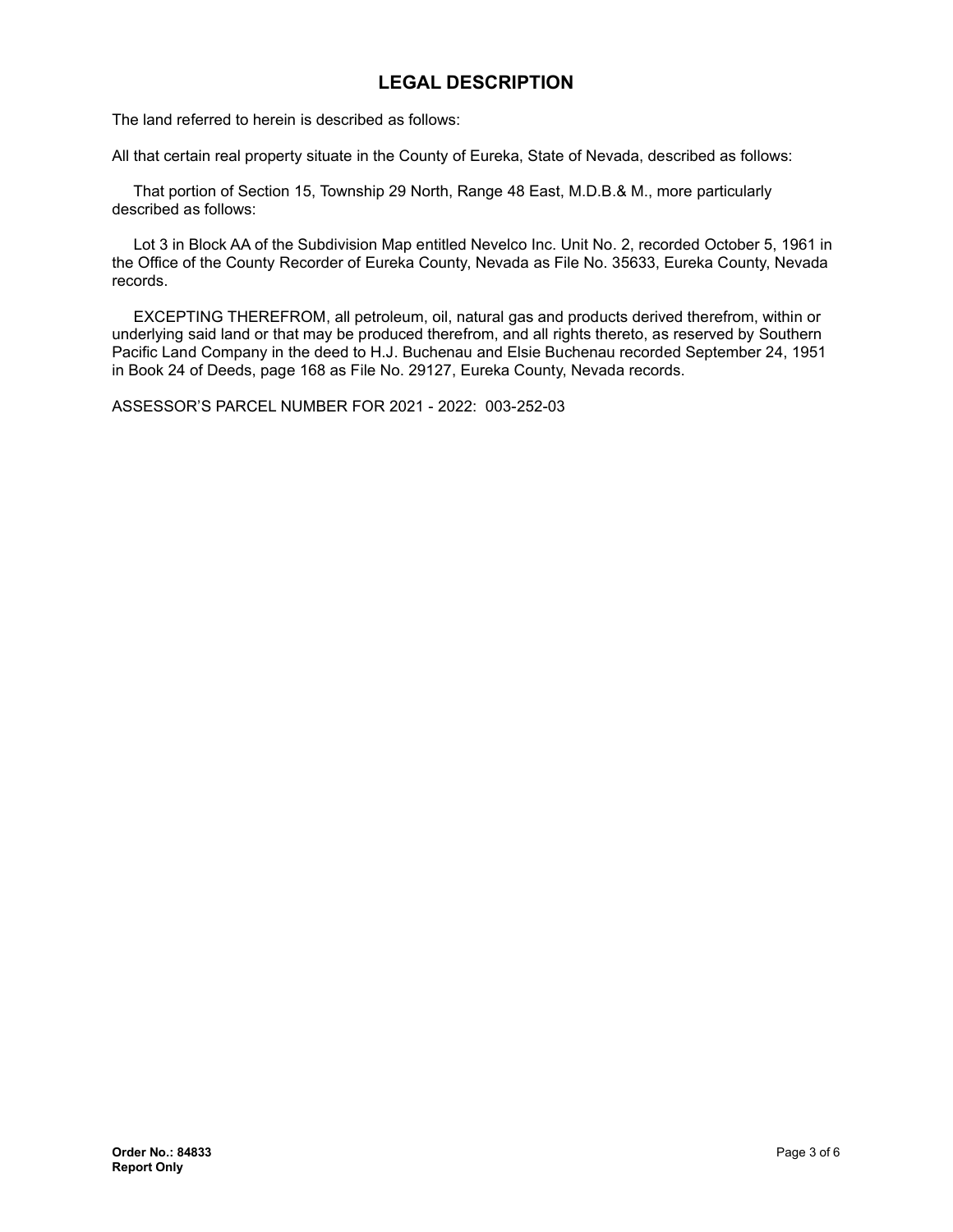## LEGAL DESCRIPTION

The land referred to herein is described as follows:

All that certain real property situate in the County of Eureka, State of Nevada, described as follows:

That portion of Section 15, Township 29 North, Range 48 East, M.D.B.& M., more particularly described as follows:

Lot 3 in Block AA of the Subdivision Map entitled Nevelco Inc. Unit No. 2, recorded October 5, 1961 in the Office of the County Recorder of Eureka County, Nevada as File No. 35633, Eureka County, Nevada records.

EXCEPTING THEREFROM, all petroleum, oil, natural gas and products derived therefrom, within or underlying said land or that may be produced therefrom, and all rights thereto, as reserved by Southern Pacific Land Company in the deed to H.J. Buchenau and Elsie Buchenau recorded September 24, 1951 in Book 24 of Deeds, page 168 as File No. 29127, Eureka County, Nevada records.

ASSESSOR'S PARCEL NUMBER FOR 2021 - 2022: 003-252-03

**Order No.: 84833**
**Report Only**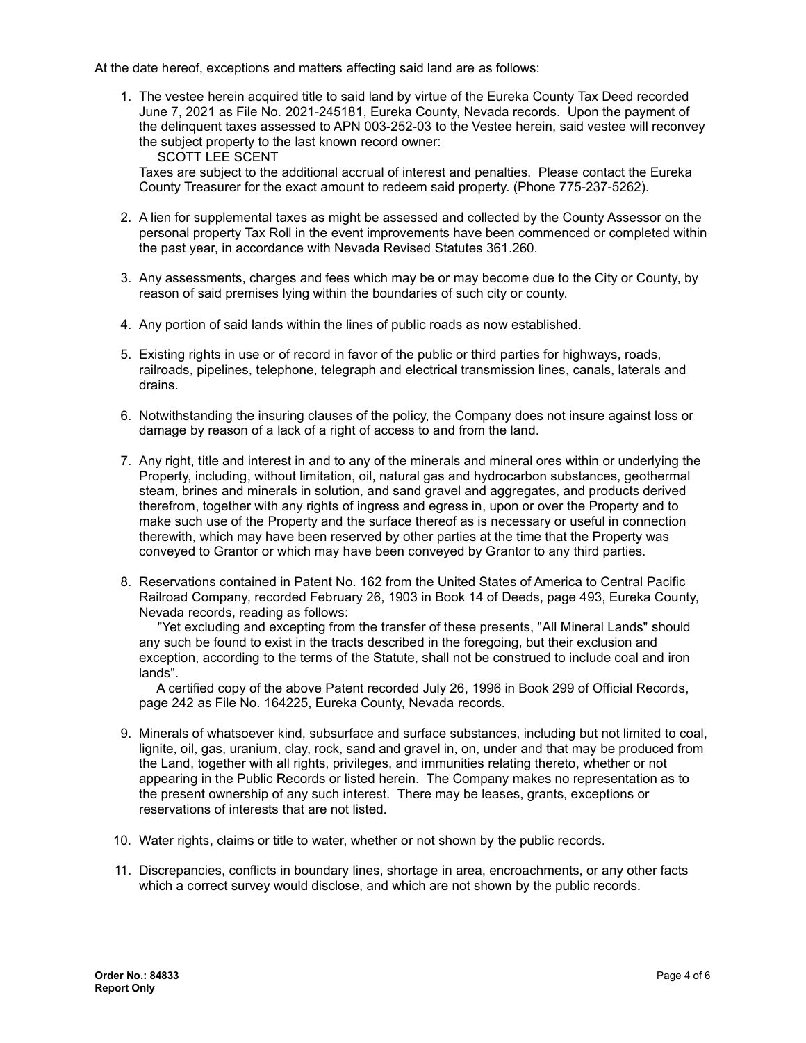At the date hereof, exceptions and matters affecting said land are as follows:

1. The vestee herein acquired title to said land by virtue of the Eureka County Tax Deed recorded June 7, 2021 as File No. 2021-245181, Eureka County, Nevada records. Upon the payment of the delinquent taxes assessed to APN 003-252-03 to the Vestee herein, said vestee will reconvey the subject property to the last known record owner:

   SCOTT LEE SCENT

   Taxes are subject to the additional accrual of interest and penalties. Please contact the Eureka County Treasurer for the exact amount to redeem said property. (Phone 775-237-5262).

2. A lien for supplemental taxes as might be assessed and collected by the County Assessor on the personal property Tax Roll in the event improvements have been commenced or completed within the past year, in accordance with Nevada Revised Statutes 361.260.

3. Any assessments, charges and fees which may be or may become due to the City or County, by reason of said premises lying within the boundaries of such city or county.

4. Any portion of said lands within the lines of public roads as now established.

5. Existing rights in use or of record in favor of the public or third parties for highways, roads, railroads, pipelines, telephone, telegraph and electrical transmission lines, canals, laterals and drains.

6. Notwithstanding the insuring clauses of the policy, the Company does not insure against loss or damage by reason of a lack of a right of access to and from the land.

7. Any right, title and interest in and to any of the minerals and mineral ores within or underlying the Property, including, without limitation, oil, natural gas and hydrocarbon substances, geothermal steam, brines and minerals in solution, and sand gravel and aggregates, and products derived therefrom, together with any rights of ingress and egress in, upon or over the Property and to make such use of the Property and the surface thereof as is necessary or useful in connection therewith, which may have been reserved by other parties at the time that the Property was conveyed to Grantor or which may have been conveyed by Grantor to any third parties.

8. Reservations contained in Patent No. 162 from the United States of America to Central Pacific Railroad Company, recorded February 26, 1903 in Book 14 of Deeds, page 493, Eureka County, Nevada records, reading as follows:

   "Yet excluding and excepting from the transfer of these presents, "All Mineral Lands" should any such be found to exist in the tracts described in the foregoing, but their exclusion and exception, according to the terms of the Statute, shall not be construed to include coal and iron lands".

   A certified copy of the above Patent recorded July 26, 1996 in Book 299 of Official Records, page 242 as File No. 164225, Eureka County, Nevada records.

9. Minerals of whatsoever kind, subsurface and surface substances, including but not limited to coal, lignite, oil, gas, uranium, clay, rock, sand and gravel in, on, under and that may be produced from the Land, together with all rights, privileges, and immunities relating thereto, whether or not appearing in the Public Records or listed herein. The Company makes no representation as to the present ownership of any such interest. There may be leases, grants, exceptions or reservations of interests that are not listed.

10. Water rights, claims or title to water, whether or not shown by the public records.

11. Discrepancies, conflicts in boundary lines, shortage in area, encroachments, or any other facts which a correct survey would disclose, and which are not shown by the public records.

**Order No.: 84833**
**Report Only**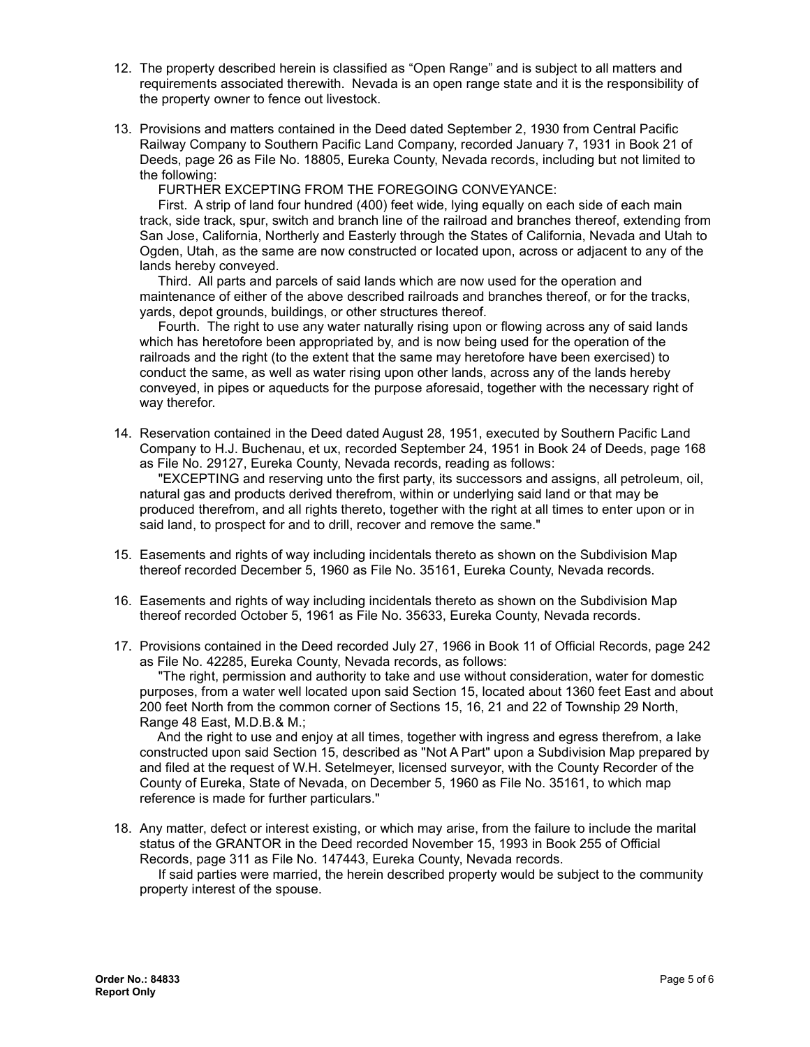12. The property described herein is classified as "Open Range" and is subject to all matters and requirements associated therewith. Nevada is an open range state and it is the responsibility of the property owner to fence out livestock.

13. Provisions and matters contained in the Deed dated September 2, 1930 from Central Pacific Railway Company to Southern Pacific Land Company, recorded January 7, 1931 in Book 21 of Deeds, page 26 as File No. 18805, Eureka County, Nevada records, including but not limited to the following:

    FURTHER EXCEPTING FROM THE FOREGOING CONVEYANCE:

    First. A strip of land four hundred (400) feet wide, lying equally on each side of each main track, side track, spur, switch and branch line of the railroad and branches thereof, extending from San Jose, California, Northerly and Easterly through the States of California, Nevada and Utah to Ogden, Utah, as the same are now constructed or located upon, across or adjacent to any of the lands hereby conveyed.

    Third. All parts and parcels of said lands which are now used for the operation and maintenance of either of the above described railroads and branches thereof, or for the tracks, yards, depot grounds, buildings, or other structures thereof.

    Fourth. The right to use any water naturally rising upon or flowing across any of said lands which has heretofore been appropriated by, and is now being used for the operation of the railroads and the right (to the extent that the same may heretofore have been exercised) to conduct the same, as well as water rising upon other lands, across any of the lands hereby conveyed, in pipes or aqueducts for the purpose aforesaid, together with the necessary right of way therefor.

14. Reservation contained in the Deed dated August 28, 1951, executed by Southern Pacific Land Company to H.J. Buchenau, et ux, recorded September 24, 1951 in Book 24 of Deeds, page 168 as File No. 29127, Eureka County, Nevada records, reading as follows:

    "EXCEPTING and reserving unto the first party, its successors and assigns, all petroleum, oil, natural gas and products derived therefrom, within or underlying said land or that may be produced therefrom, and all rights thereto, together with the right at all times to enter upon or in said land, to prospect for and to drill, recover and remove the same."

15. Easements and rights of way including incidentals thereto as shown on the Subdivision Map thereof recorded December 5, 1960 as File No. 35161, Eureka County, Nevada records.

16. Easements and rights of way including incidentals thereto as shown on the Subdivision Map thereof recorded October 5, 1961 as File No. 35633, Eureka County, Nevada records.

17. Provisions contained in the Deed recorded July 27, 1966 in Book 11 of Official Records, page 242 as File No. 42285, Eureka County, Nevada records, as follows:

    "The right, permission and authority to take and use without consideration, water for domestic purposes, from a water well located upon said Section 15, located about 1360 feet East and about 200 feet North from the common corner of Sections 15, 16, 21 and 22 of Township 29 North, Range 48 East, M.D.B.& M.;

    And the right to use and enjoy at all times, together with ingress and egress therefrom, a lake constructed upon said Section 15, described as "Not A Part" upon a Subdivision Map prepared by and filed at the request of W.H. Setelmeyer, licensed surveyor, with the County Recorder of the County of Eureka, State of Nevada, on December 5, 1960 as File No. 35161, to which map reference is made for further particulars."

18. Any matter, defect or interest existing, or which may arise, from the failure to include the marital status of the GRANTOR in the Deed recorded November 15, 1993 in Book 255 of Official Records, page 311 as File No. 147443, Eureka County, Nevada records.

    If said parties were married, the herein described property would be subject to the community property interest of the spouse.

**Order No.: 84833**
**Report Only**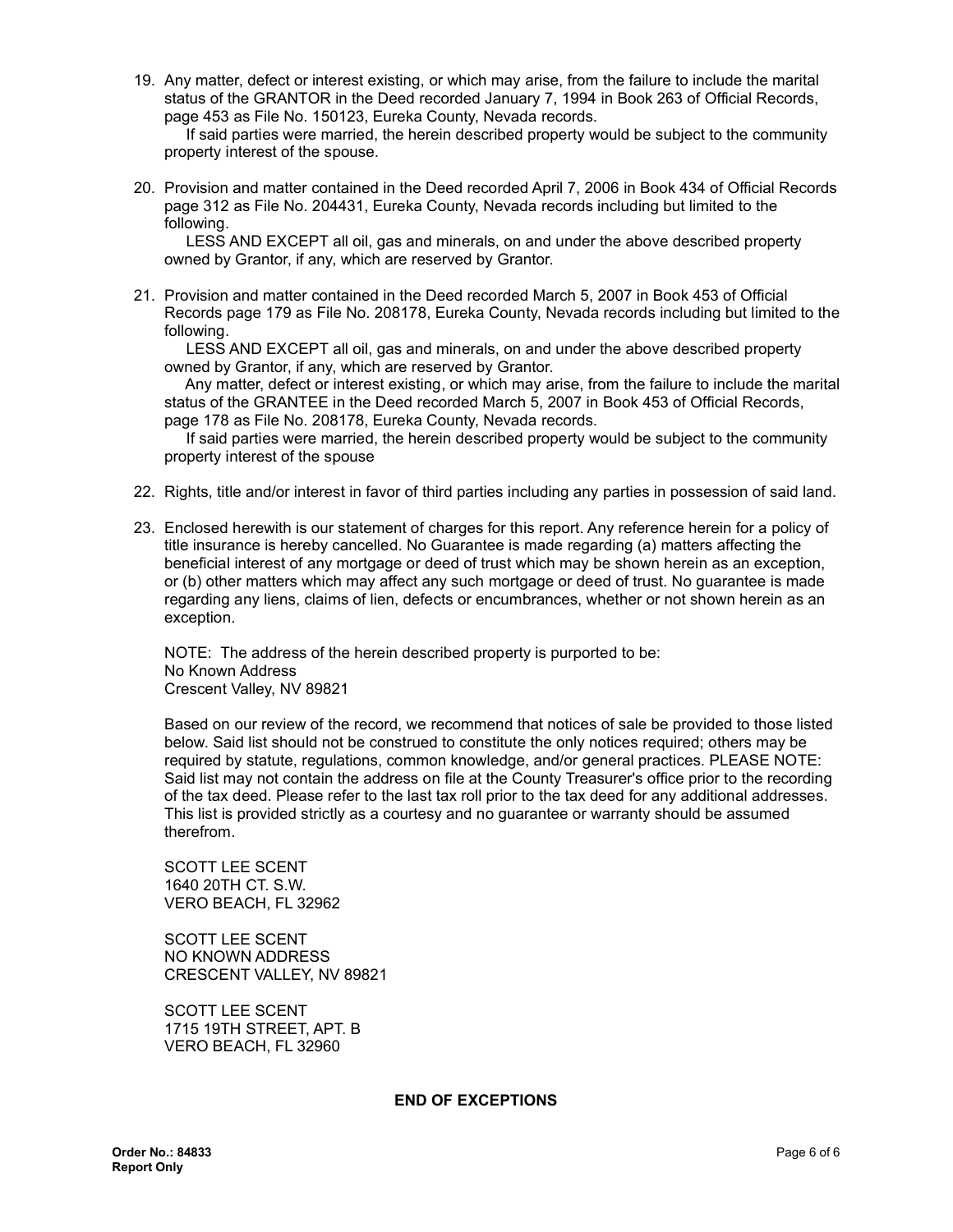19. Any matter, defect or interest existing, or which may arise, from the failure to include the marital status of the GRANTOR in the Deed recorded January 7, 1994 in Book 263 of Official Records, page 453 as File No. 150123, Eureka County, Nevada records.
    If said parties were married, the herein described property would be subject to the community property interest of the spouse.

20. Provision and matter contained in the Deed recorded April 7, 2006 in Book 434 of Official Records page 312 as File No. 204431, Eureka County, Nevada records including but limited to the following.
    LESS AND EXCEPT all oil, gas and minerals, on and under the above described property owned by Grantor, if any, which are reserved by Grantor.

21. Provision and matter contained in the Deed recorded March 5, 2007 in Book 453 of Official Records page 179 as File No. 208178, Eureka County, Nevada records including but limited to the following.
    LESS AND EXCEPT all oil, gas and minerals, on and under the above described property owned by Grantor, if any, which are reserved by Grantor.
    Any matter, defect or interest existing, or which may arise, from the failure to include the marital status of the GRANTEE in the Deed recorded March 5, 2007 in Book 453 of Official Records, page 178 as File No. 208178, Eureka County, Nevada records.
    If said parties were married, the herein described property would be subject to the community property interest of the spouse

22. Rights, title and/or interest in favor of third parties including any parties in possession of said land.

23. Enclosed herewith is our statement of charges for this report. Any reference herein for a policy of title insurance is hereby cancelled. No Guarantee is made regarding (a) matters affecting the beneficial interest of any mortgage or deed of trust which may be shown herein as an exception, or (b) other matters which may affect any such mortgage or deed of trust. No guarantee is made regarding any liens, claims of lien, defects or encumbrances, whether or not shown herein as an exception.

    NOTE: The address of the herein described property is purported to be:
    No Known Address
    Crescent Valley, NV 89821

    Based on our review of the record, we recommend that notices of sale be provided to those listed below. Said list should not be construed to constitute the only notices required; others may be required by statute, regulations, common knowledge, and/or general practices. PLEASE NOTE: Said list may not contain the address on file at the County Treasurer's office prior to the recording of the tax deed. Please refer to the last tax roll prior to the tax deed for any additional addresses. This list is provided strictly as a courtesy and no guarantee or warranty should be assumed therefrom.

    SCOTT LEE SCENT
    1640 20TH CT. S.W.
    VERO BEACH, FL 32962

    SCOTT LEE SCENT
    NO KNOWN ADDRESS
    CRESCENT VALLEY, NV 89821

    SCOTT LEE SCENT
    1715 19TH STREET, APT. B
    VERO BEACH, FL 32960

**END OF EXCEPTIONS**

**Order No.: 84833**
**Report Only**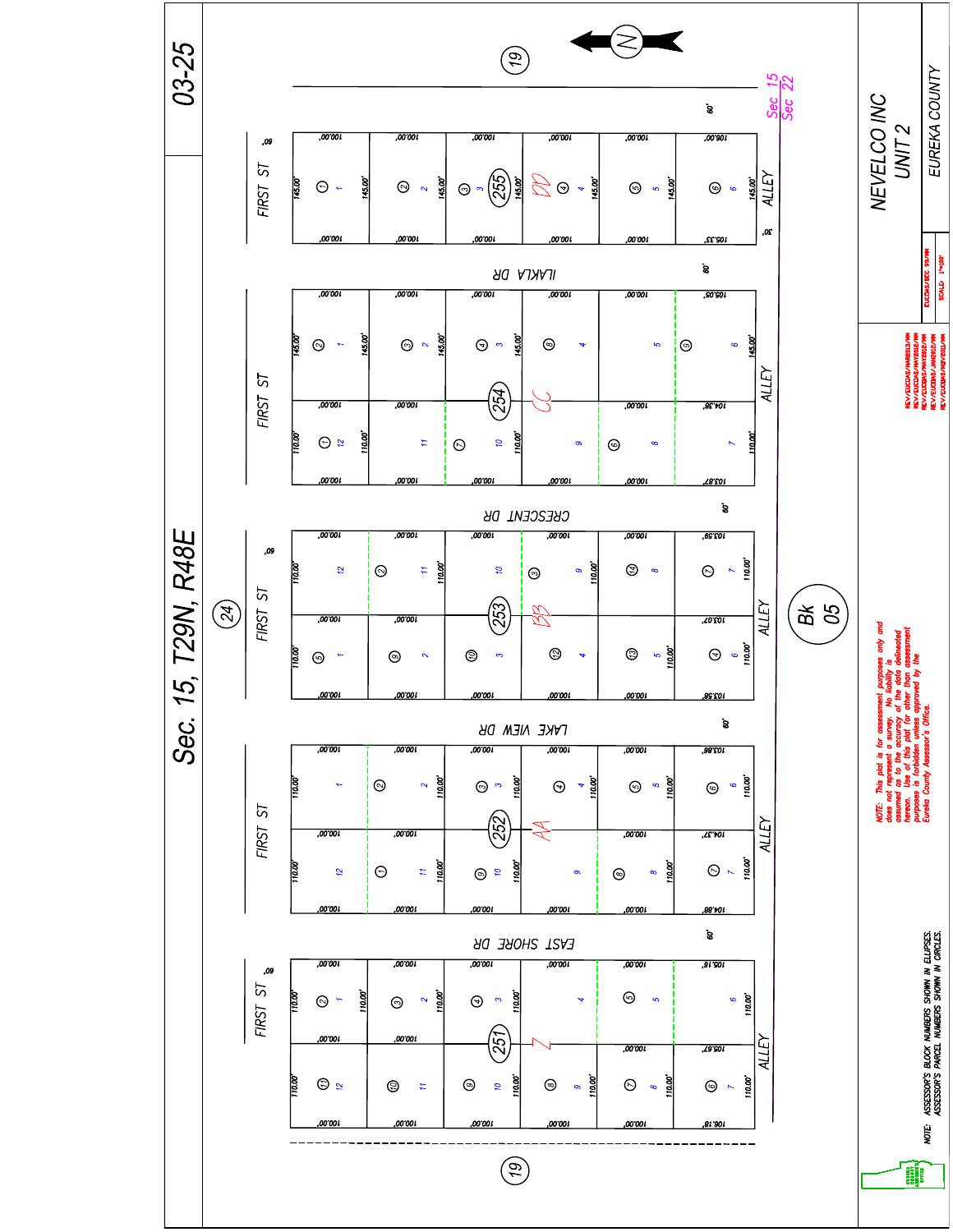# 03-25

# Sec. 15, T29N, R48E

**NEVELCO INC UNIT 2**

**EUREKA COUNTY**

Bk 05

FIRST ST

ILAKLA DR

CRESCENT DR

LAKE VIEW DR

EAST SHORE DR

ALLEY

Sec 15
Sec 22

NOTE: This plat is for assessment purposes only and does not represent a survey. No liability is assumed as to the accuracy of the data delineated hereon. Use of this plat for other than assessment purposes is forbidden unless approved by the Eureka County Assessor's Office.

NOTE: ASSESSOR'S BLOCK NUMBERS SHOWN IN ELLIPSES. ASSESSOR'S PARCEL NUMBERS SHOWN IN CIRCLES.

SCALE: 1"=100'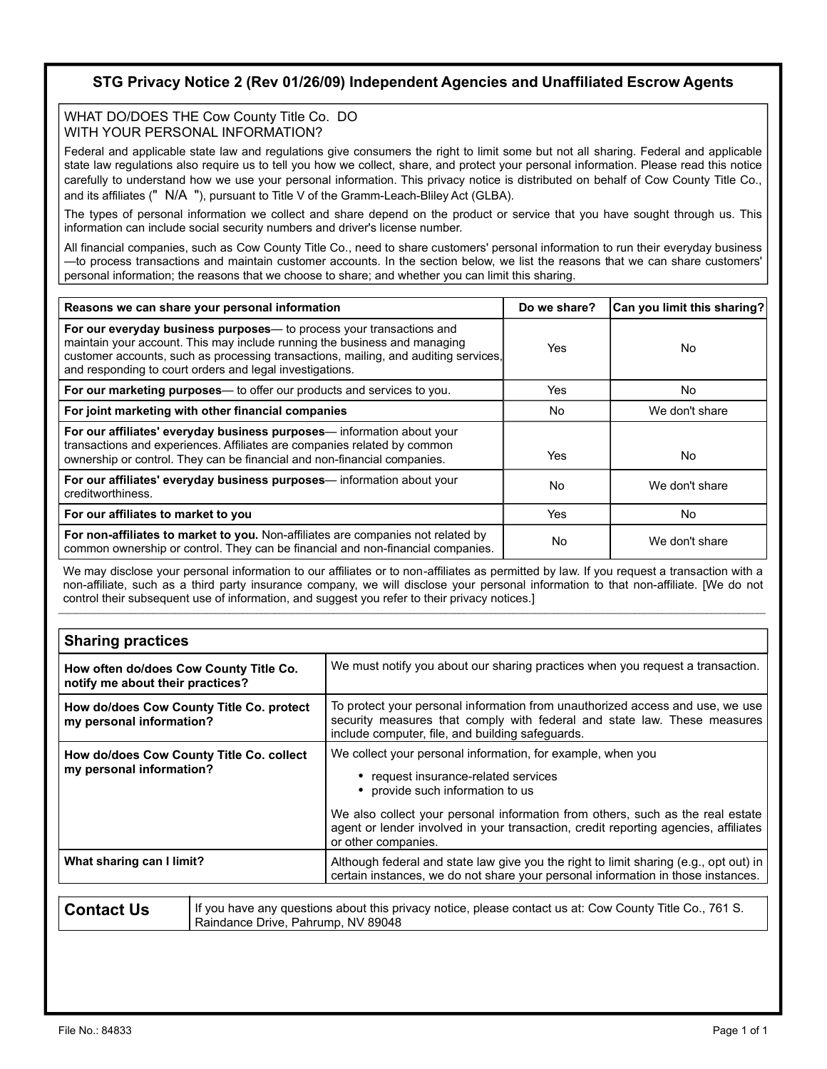# STG Privacy Notice 2 (Rev 01/26/09) Independent Agencies and Unaffiliated Escrow Agents

WHAT DO/DOES THE Cow County Title Co. DO
WITH YOUR PERSONAL INFORMATION?

Federal and applicable state law and regulations give consumers the right to limit some but not all sharing. Federal and applicable state law regulations also require us to tell you how we collect, share, and protect your personal information. Please read this notice carefully to understand how we use your personal information. This privacy notice is distributed on behalf of Cow County Title Co., and its affiliates (" N/A "), pursuant to Title V of the Gramm-Leach-Bliley Act (GLBA).

The types of personal information we collect and share depend on the product or service that you have sought through us. This information can include social security numbers and driver's license number.

All financial companies, such as Cow County Title Co., need to share customers' personal information to run their everyday business —to process transactions and maintain customer accounts. In the section below, we list the reasons that we can share customers' personal information; the reasons that we choose to share; and whether you can limit this sharing.

| Reasons we can share your personal information | Do we share? | Can you limit this sharing? |
|---|---|---|
| **For our everyday business purposes**— to process your transactions and maintain your account. This may include running the business and managing customer accounts, such as processing transactions, mailing, and auditing services, and responding to court orders and legal investigations. | Yes | No |
| **For our marketing purposes**— to offer our products and services to you. | Yes | No |
| **For joint marketing with other financial companies** | No | We don't share |
| **For our affiliates' everyday business purposes**— information about your transactions and experiences. Affiliates are companies related by common ownership or control. They can be financial and non-financial companies. | Yes | No |
| **For our affiliates' everyday business purposes**— information about your creditworthiness. | No | We don't share |
| **For our affiliates to market to you** | Yes | No |
| **For non-affiliates to market to you.** Non-affiliates are companies not related by common ownership or control. They can be financial and non-financial companies. | No | We don't share |

We may disclose your personal information to our affiliates or to non-affiliates as permitted by law. If you request a transaction with a non-affiliate, such as a third party insurance company, we will disclose your personal information to that non-affiliate. [We do not control their subsequent use of information, and suggest you refer to their privacy notices.]

## Sharing practices

| | |
|---|---|
| **How often do/does Cow County Title Co. notify me about their practices?** | We must notify you about our sharing practices when you request a transaction. |
| **How do/does Cow County Title Co. protect my personal information?** | To protect your personal information from unauthorized access and use, we use security measures that comply with federal and state law. These measures include computer, file, and building safeguards. |
| **How do/does Cow County Title Co. collect my personal information?** | We collect your personal information, for example, when you<br>• request insurance-related services<br>• provide such information to us<br>We also collect your personal information from others, such as the real estate agent or lender involved in your transaction, credit reporting agencies, affiliates or other companies. |
| **What sharing can I limit?** | Although federal and state law give you the right to limit sharing (e.g., opt out) in certain instances, we do not share your personal information in those instances. |

| | |
|---|---|
| **Contact Us** | If you have any questions about this privacy notice, please contact us at: Cow County Title Co., 761 S. Raindance Drive, Pahrump, NV 89048 |

File No.: 84833